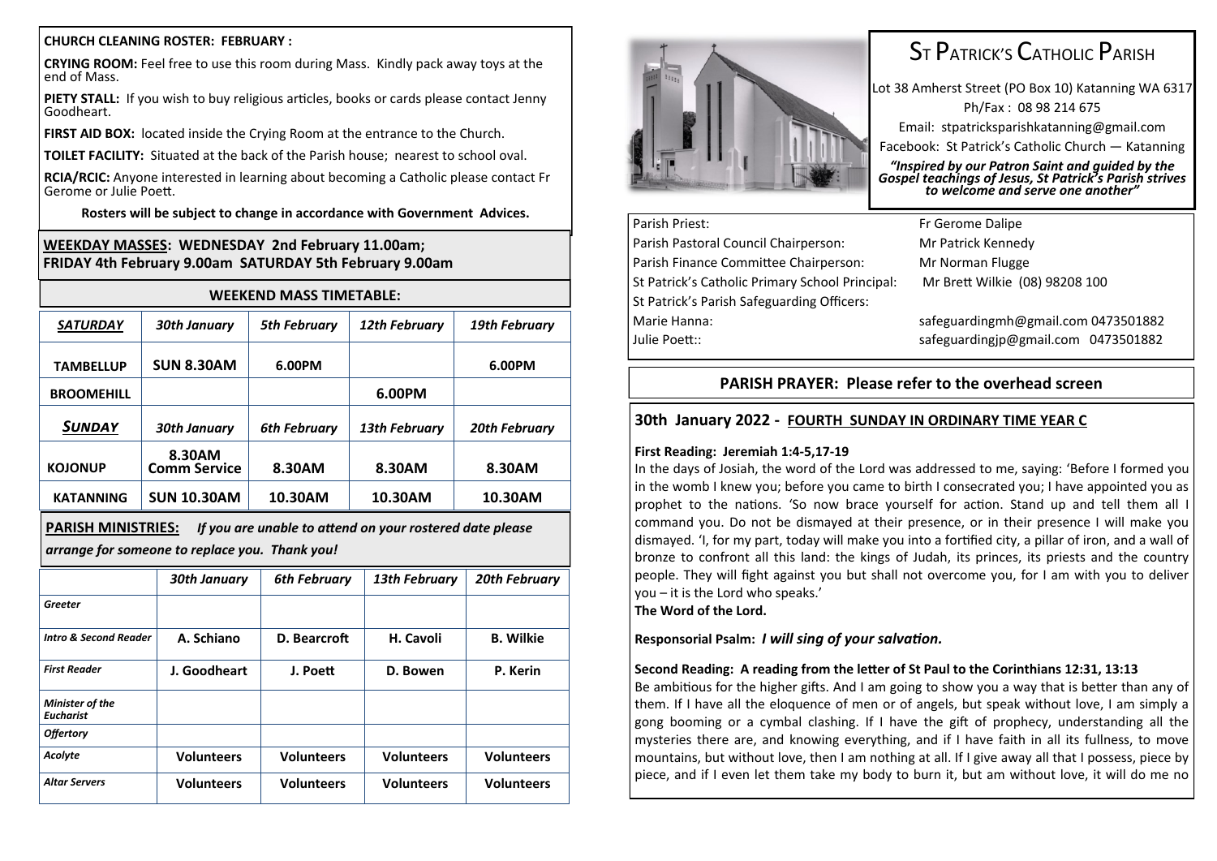**CHURCH CLEANING ROSTER: FEBRUARY :**

**CRYING ROOM:** Feel free to use this room during Mass. Kindly pack away toys at the end of Mass.

**PIETY STALL:** If you wish to buy religious articles, books or cards please contact Jenny Goodheart.

**FIRST AID BOX:** located inside the Crying Room at the entrance to the Church.

**TOILET FACILITY:** Situated at the back of the Parish house; nearest to school oval.

**RCIA/RCIC:** Anyone interested in learning about becoming a Catholic please contact Fr Gerome or Julie Poett.

**Rosters will be subject to change in accordance with Government Advices.**

**WEEKDAY MASSES: WEDNESDAY 2nd February 11.00am; FRIDAY 4th February 9.00am SATURDAY 5th February 9.00am**

**WEEKEND MASS TIMETABLE:**

| ***SATURDAY*** | ***30th January*** | ***5th February*** | ***12th February*** | ***19th February*** |
|---|---|---|---|---|
| **TAMBELLUP** | **SUN 8.30AM** | **6.00PM** | | **6.00PM** |
| **BROOMEHILL** | | | **6.00PM** | |
| ***SUNDAY*** | ***30th January*** | ***6th February*** | ***13th February*** | ***20th February*** |
| **KOJONUP** | **8.30AM Comm Service** | **8.30AM** | **8.30AM** | **8.30AM** |
| **KATANNING** | **SUN 10.30AM** | **10.30AM** | **10.30AM** | **10.30AM** |

**PARISH MINISTRIES:** *If you are unable to attend on your rostered date please arrange for someone to replace you. Thank you!*

| | ***30th January*** | ***6th February*** | ***13th February*** | ***20th February*** |
|---|---|---|---|---|
| ***Greeter*** | | | | |
| ***Intro & Second Reader*** | **A. Schiano** | **D. Bearcroft** | **H. Cavoli** | **B. Wilkie** |
| ***First Reader*** | **J. Goodheart** | **J. Poett** | **D. Bowen** | **P. Kerin** |
| ***Minister of the Eucharist*** | | | | |
| ***Offertory*** | | | | |
| ***Acolyte*** | **Volunteers** | **Volunteers** | **Volunteers** | **Volunteers** |
| ***Altar Servers*** | **Volunteers** | **Volunteers** | **Volunteers** | **Volunteers** |

# ST PATRICK'S CATHOLIC PARISH

Lot 38 Amherst Street (PO Box 10) Katanning WA 6317

Ph/Fax : 08 98 214 675

Email: stpatricksparishkatanning@gmail.com

Facebook: St Patrick's Catholic Church — Katanning

***"Inspired by our Patron Saint and guided by the Gospel teachings of Jesus, St Patrick's Parish strives to welcome and serve one another"***

| | |
|---|---|
| Parish Priest: | Fr Gerome Dalipe |
| Parish Pastoral Council Chairperson: | Mr Patrick Kennedy |
| Parish Finance Committee Chairperson: | Mr Norman Flugge |
| St Patrick's Catholic Primary School Principal: | Mr Brett Wilkie (08) 98208 100 |
| St Patrick's Parish Safeguarding Officers: | |
| Marie Hanna: | safeguardingmh@gmail.com 0473501882 |
| Julie Poett:: | safeguardingjp@gmail.com 0473501882 |

**PARISH PRAYER: Please refer to the overhead screen**

## 30th January 2022 - FOURTH SUNDAY IN ORDINARY TIME YEAR C

**First Reading: Jeremiah 1:4-5,17-19**

In the days of Josiah, the word of the Lord was addressed to me, saying: 'Before I formed you in the womb I knew you; before you came to birth I consecrated you; I have appointed you as prophet to the nations. 'So now brace yourself for action. Stand up and tell them all I command you. Do not be dismayed at their presence, or in their presence I will make you dismayed. 'I, for my part, today will make you into a fortified city, a pillar of iron, and a wall of bronze to confront all this land: the kings of Judah, its princes, its priests and the country people. They will fight against you but shall not overcome you, for I am with you to deliver you – it is the Lord who speaks.'

**The Word of the Lord.**

**Responsorial Psalm:** ***I will sing of your salvation.***

**Second Reading: A reading from the letter of St Paul to the Corinthians 12:31, 13:13**

Be ambitious for the higher gifts. And I am going to show you a way that is better than any of them. If I have all the eloquence of men or of angels, but speak without love, I am simply a gong booming or a cymbal clashing. If I have the gift of prophecy, understanding all the mysteries there are, and knowing everything, and if I have faith in all its fullness, to move mountains, but without love, then I am nothing at all. If I give away all that I possess, piece by piece, and if I even let them take my body to burn it, but am without love, it will do me no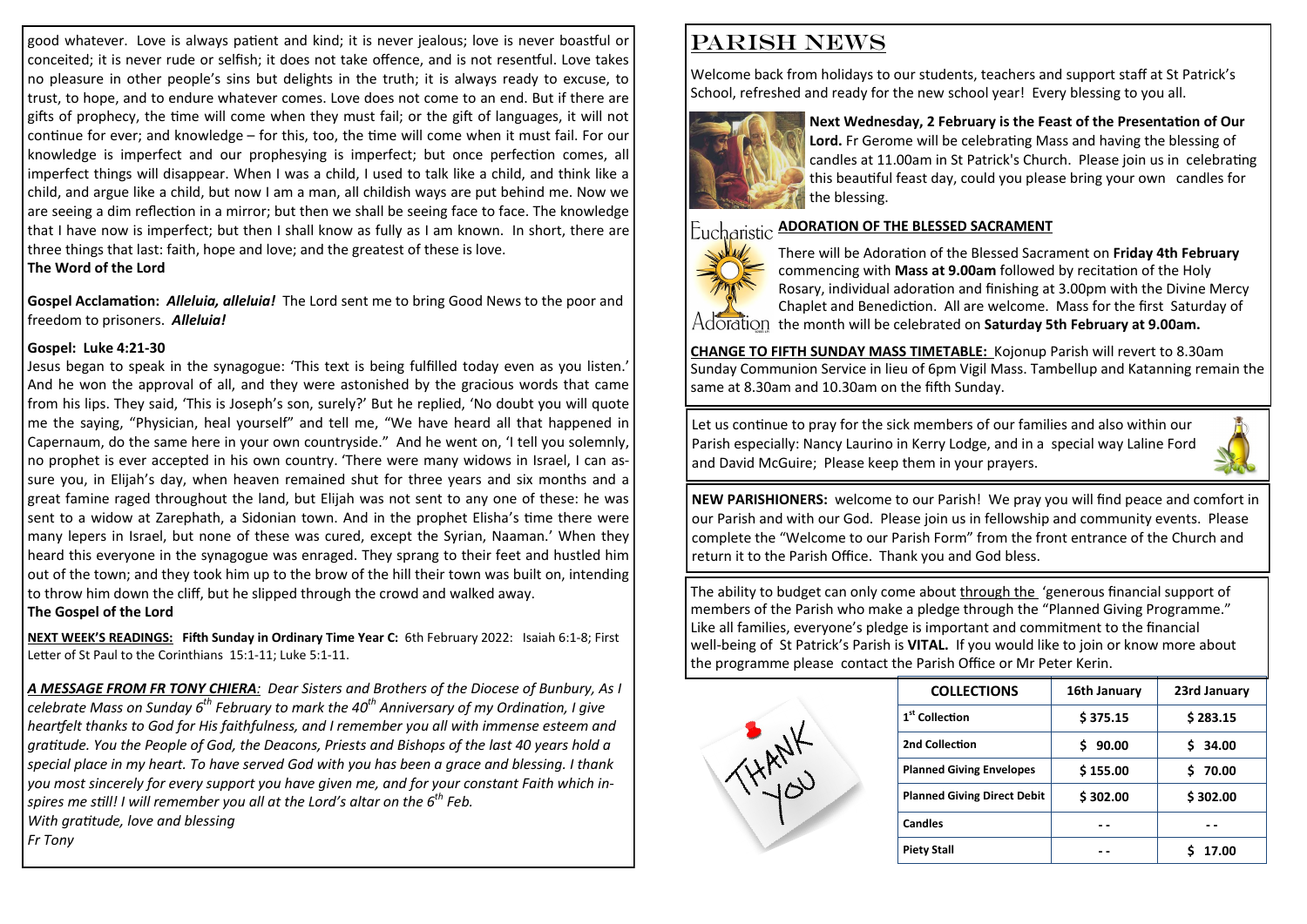good whatever. Love is always patient and kind; it is never jealous; love is never boastful or conceited; it is never rude or selfish; it does not take offence, and is not resentful. Love takes no pleasure in other people's sins but delights in the truth; it is always ready to excuse, to trust, to hope, and to endure whatever comes. Love does not come to an end. But if there are gifts of prophecy, the time will come when they must fail; or the gift of languages, it will not continue for ever; and knowledge – for this, too, the time will come when it must fail. For our knowledge is imperfect and our prophesying is imperfect; but once perfection comes, all imperfect things will disappear. When I was a child, I used to talk like a child, and think like a child, and argue like a child, but now I am a man, all childish ways are put behind me. Now we are seeing a dim reflection in a mirror; but then we shall be seeing face to face. The knowledge that I have now is imperfect; but then I shall know as fully as I am known. In short, there are three things that last: faith, hope and love; and the greatest of these is love.

**The Word of the Lord**

**Gospel Acclamation:** ***Alleluia, alleluia!*** The Lord sent me to bring Good News to the poor and freedom to prisoners. ***Alleluia!***

**Gospel: Luke 4:21-30**

Jesus began to speak in the synagogue: 'This text is being fulfilled today even as you listen.' And he won the approval of all, and they were astonished by the gracious words that came from his lips. They said, 'This is Joseph's son, surely?' But he replied, 'No doubt you will quote me the saying, "Physician, heal yourself" and tell me, "We have heard all that happened in Capernaum, do the same here in your own countryside." And he went on, 'I tell you solemnly, no prophet is ever accepted in his own country. 'There were many widows in Israel, I can assure you, in Elijah's day, when heaven remained shut for three years and six months and a great famine raged throughout the land, but Elijah was not sent to any one of these: he was sent to a widow at Zarephath, a Sidonian town. And in the prophet Elisha's time there were many lepers in Israel, but none of these was cured, except the Syrian, Naaman.' When they heard this everyone in the synagogue was enraged. They sprang to their feet and hustled him out of the town; and they took him up to the brow of the hill their town was built on, intending to throw him down the cliff, but he slipped through the crowd and walked away.

**The Gospel of the Lord**

**NEXT WEEK'S READINGS: Fifth Sunday in Ordinary Time Year C:** 6th February 2022: Isaiah 6:1-8; First Letter of St Paul to the Corinthians 15:1-11; Luke 5:1-11.

***A MESSAGE FROM FR TONY CHIERA**: Dear Sisters and Brothers of the Diocese of Bunbury, As I celebrate Mass on Sunday 6th February to mark the 40th Anniversary of my Ordination, I give heartfelt thanks to God for His faithfulness, and I remember you all with immense esteem and gratitude. You the People of God, the Deacons, Priests and Bishops of the last 40 years hold a special place in my heart. To have served God with you has been a grace and blessing. I thank you most sincerely for every support you have given me, and for your constant Faith which inspires me still! I will remember you all at the Lord's altar on the 6th Feb.*

*With gratitude, love and blessing*

*Fr Tony*

# PARISH NEWS

Welcome back from holidays to our students, teachers and support staff at St Patrick's School, refreshed and ready for the new school year! Every blessing to you all.

**Next Wednesday, 2 February is the Feast of the Presentation of Our Lord.** Fr Gerome will be celebrating Mass and having the blessing of candles at 11.00am in St Patrick's Church. Please join us in celebrating this beautiful feast day, could you please bring your own candles for the blessing.

Eucharistic Adoration

**ADORATION OF THE BLESSED SACRAMENT**

There will be Adoration of the Blessed Sacrament on **Friday 4th February** commencing with **Mass at 9.00am** followed by recitation of the Holy Rosary, individual adoration and finishing at 3.00pm with the Divine Mercy Chaplet and Benediction. All are welcome. Mass for the first Saturday of the month will be celebrated on **Saturday 5th February at 9.00am.**

**CHANGE TO FIFTH SUNDAY MASS TIMETABLE:** Kojonup Parish will revert to 8.30am Sunday Communion Service in lieu of 6pm Vigil Mass. Tambellup and Katanning remain the same at 8.30am and 10.30am on the fifth Sunday.

Let us continue to pray for the sick members of our families and also within our Parish especially: Nancy Laurino in Kerry Lodge, and in a special way Laline Ford and David McGuire; Please keep them in your prayers.

**NEW PARISHIONERS:** welcome to our Parish! We pray you will find peace and comfort in our Parish and with our God. Please join us in fellowship and community events. Please complete the "Welcome to our Parish Form" from the front entrance of the Church and return it to the Parish Office. Thank you and God bless.

The ability to budget can only come about through the 'generous financial support of members of the Parish who make a pledge through the "Planned Giving Programme." Like all families, everyone's pledge is important and commitment to the financial well-being of St Patrick's Parish is **VITAL.** If you would like to join or know more about the programme please contact the Parish Office or Mr Peter Kerin.

THANK YOU

| COLLECTIONS | 16th January | 23rd January |
|---|---|---|
| 1st Collection | $ 375.15 | $ 283.15 |
| 2nd Collection | $ 90.00 | $ 34.00 |
| Planned Giving Envelopes | $ 155.00 | $ 70.00 |
| Planned Giving Direct Debit | $ 302.00 | $ 302.00 |
| Candles | - - | - - |
| Piety Stall | - - | $ 17.00 |